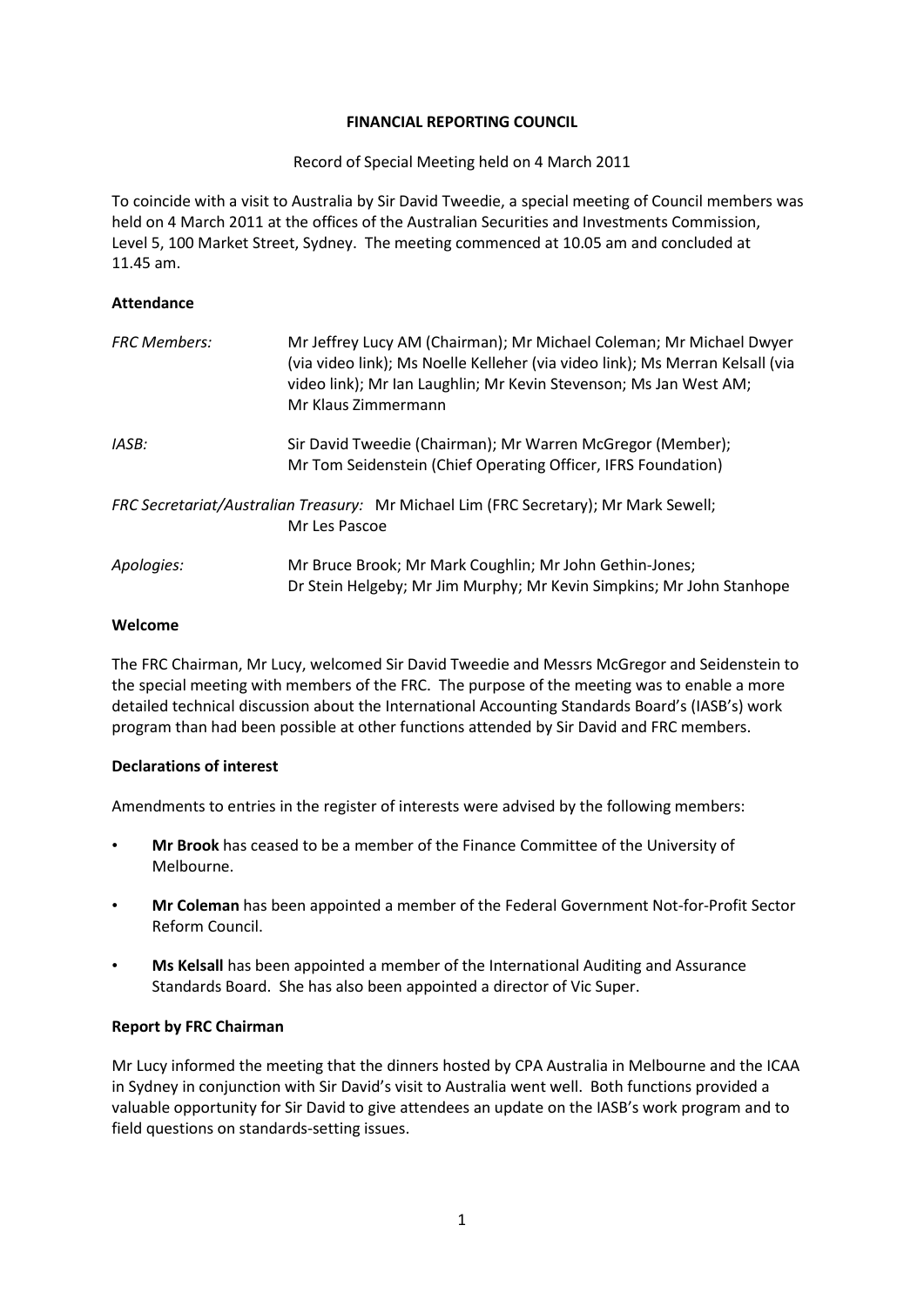# FINANCIAL REPORTING COUNCIL

Record of Special Meeting held on 4 March 2011

To coincide with a visit to Australia by Sir David Tweedie, a special meeting of Council members was held on 4 March 2011 at the offices of the Australian Securities and Investments Commission, Level 5, 100 Market Street, Sydney. The meeting commenced at 10.05 am and concluded at 11.45 am.

## Attendance

| | |
|---|---|
| *FRC Members:* | Mr Jeffrey Lucy AM (Chairman); Mr Michael Coleman; Mr Michael Dwyer (via video link); Ms Noelle Kelleher (via video link); Ms Merran Kelsall (via video link); Mr Ian Laughlin; Mr Kevin Stevenson; Ms Jan West AM; Mr Klaus Zimmermann |
| *IASB:* | Sir David Tweedie (Chairman); Mr Warren McGregor (Member); Mr Tom Seidenstein (Chief Operating Officer, IFRS Foundation) |
| *FRC Secretariat/Australian Treasury:* | Mr Michael Lim (FRC Secretary); Mr Mark Sewell; Mr Les Pascoe |
| *Apologies:* | Mr Bruce Brook; Mr Mark Coughlin; Mr John Gethin-Jones; Dr Stein Helgeby; Mr Jim Murphy; Mr Kevin Simpkins; Mr John Stanhope |

## Welcome

The FRC Chairman, Mr Lucy, welcomed Sir David Tweedie and Messrs McGregor and Seidenstein to the special meeting with members of the FRC. The purpose of the meeting was to enable a more detailed technical discussion about the International Accounting Standards Board's (IASB's) work program than had been possible at other functions attended by Sir David and FRC members.

## Declarations of interest

Amendments to entries in the register of interests were advised by the following members:

- **Mr Brook** has ceased to be a member of the Finance Committee of the University of Melbourne.
- **Mr Coleman** has been appointed a member of the Federal Government Not-for-Profit Sector Reform Council.
- **Ms Kelsall** has been appointed a member of the International Auditing and Assurance Standards Board. She has also been appointed a director of Vic Super.

## Report by FRC Chairman

Mr Lucy informed the meeting that the dinners hosted by CPA Australia in Melbourne and the ICAA in Sydney in conjunction with Sir David's visit to Australia went well. Both functions provided a valuable opportunity for Sir David to give attendees an update on the IASB's work program and to field questions on standards-setting issues.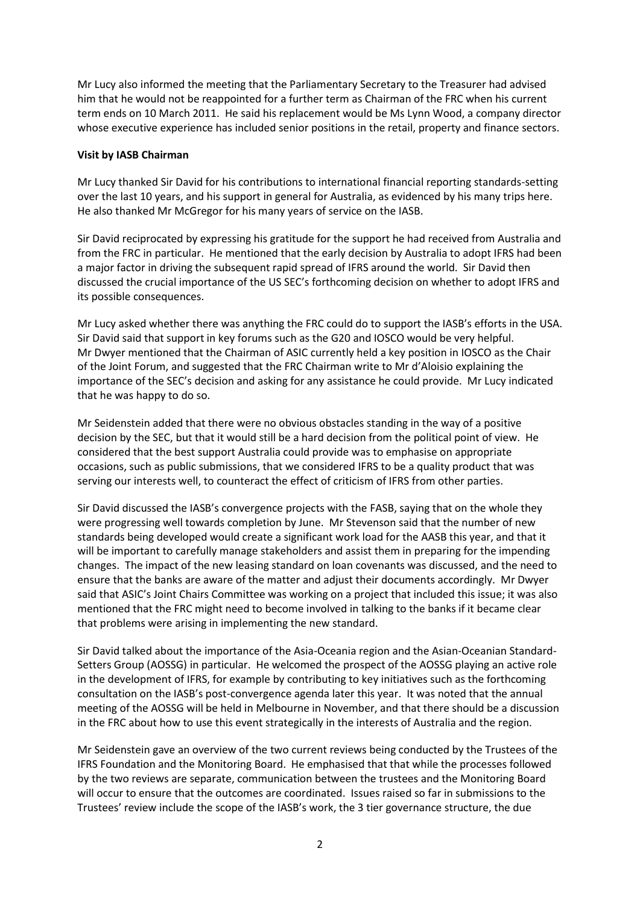Mr Lucy also informed the meeting that the Parliamentary Secretary to the Treasurer had advised him that he would not be reappointed for a further term as Chairman of the FRC when his current term ends on 10 March 2011. He said his replacement would be Ms Lynn Wood, a company director whose executive experience has included senior positions in the retail, property and finance sectors.

**Visit by IASB Chairman**

Mr Lucy thanked Sir David for his contributions to international financial reporting standards-setting over the last 10 years, and his support in general for Australia, as evidenced by his many trips here. He also thanked Mr McGregor for his many years of service on the IASB.

Sir David reciprocated by expressing his gratitude for the support he had received from Australia and from the FRC in particular. He mentioned that the early decision by Australia to adopt IFRS had been a major factor in driving the subsequent rapid spread of IFRS around the world. Sir David then discussed the crucial importance of the US SEC's forthcoming decision on whether to adopt IFRS and its possible consequences.

Mr Lucy asked whether there was anything the FRC could do to support the IASB's efforts in the USA. Sir David said that support in key forums such as the G20 and IOSCO would be very helpful. Mr Dwyer mentioned that the Chairman of ASIC currently held a key position in IOSCO as the Chair of the Joint Forum, and suggested that the FRC Chairman write to Mr d'Aloisio explaining the importance of the SEC's decision and asking for any assistance he could provide. Mr Lucy indicated that he was happy to do so.

Mr Seidenstein added that there were no obvious obstacles standing in the way of a positive decision by the SEC, but that it would still be a hard decision from the political point of view. He considered that the best support Australia could provide was to emphasise on appropriate occasions, such as public submissions, that we considered IFRS to be a quality product that was serving our interests well, to counteract the effect of criticism of IFRS from other parties.

Sir David discussed the IASB's convergence projects with the FASB, saying that on the whole they were progressing well towards completion by June. Mr Stevenson said that the number of new standards being developed would create a significant work load for the AASB this year, and that it will be important to carefully manage stakeholders and assist them in preparing for the impending changes. The impact of the new leasing standard on loan covenants was discussed, and the need to ensure that the banks are aware of the matter and adjust their documents accordingly. Mr Dwyer said that ASIC's Joint Chairs Committee was working on a project that included this issue; it was also mentioned that the FRC might need to become involved in talking to the banks if it became clear that problems were arising in implementing the new standard.

Sir David talked about the importance of the Asia-Oceania region and the Asian-Oceanian Standard-Setters Group (AOSSG) in particular. He welcomed the prospect of the AOSSG playing an active role in the development of IFRS, for example by contributing to key initiatives such as the forthcoming consultation on the IASB's post-convergence agenda later this year. It was noted that the annual meeting of the AOSSG will be held in Melbourne in November, and that there should be a discussion in the FRC about how to use this event strategically in the interests of Australia and the region.

Mr Seidenstein gave an overview of the two current reviews being conducted by the Trustees of the IFRS Foundation and the Monitoring Board. He emphasised that that while the processes followed by the two reviews are separate, communication between the trustees and the Monitoring Board will occur to ensure that the outcomes are coordinated. Issues raised so far in submissions to the Trustees' review include the scope of the IASB's work, the 3 tier governance structure, the due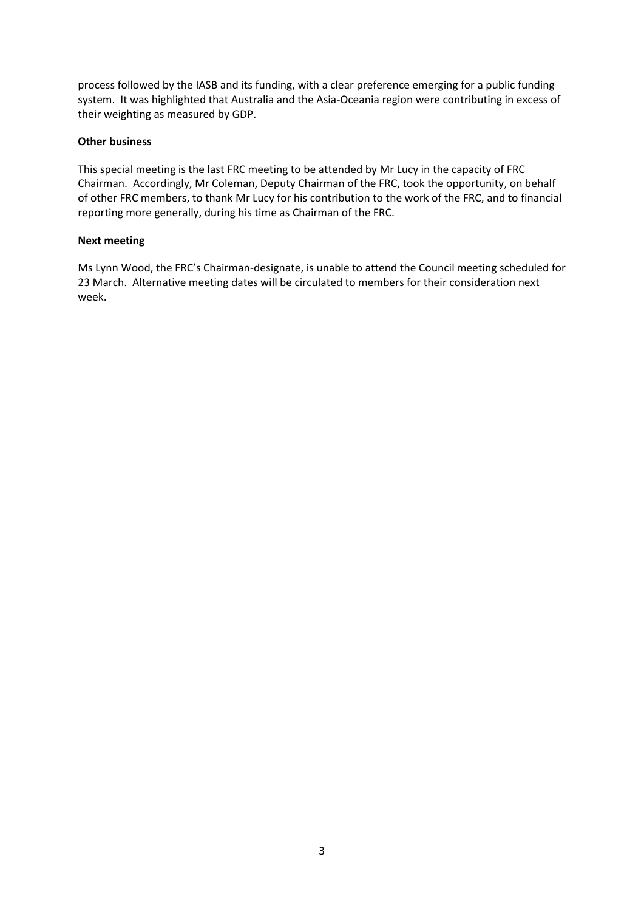process followed by the IASB and its funding, with a clear preference emerging for a public funding system. It was highlighted that Australia and the Asia-Oceania region were contributing in excess of their weighting as measured by GDP.

**Other business**

This special meeting is the last FRC meeting to be attended by Mr Lucy in the capacity of FRC Chairman. Accordingly, Mr Coleman, Deputy Chairman of the FRC, took the opportunity, on behalf of other FRC members, to thank Mr Lucy for his contribution to the work of the FRC, and to financial reporting more generally, during his time as Chairman of the FRC.

**Next meeting**

Ms Lynn Wood, the FRC's Chairman-designate, is unable to attend the Council meeting scheduled for 23 March. Alternative meeting dates will be circulated to members for their consideration next week.